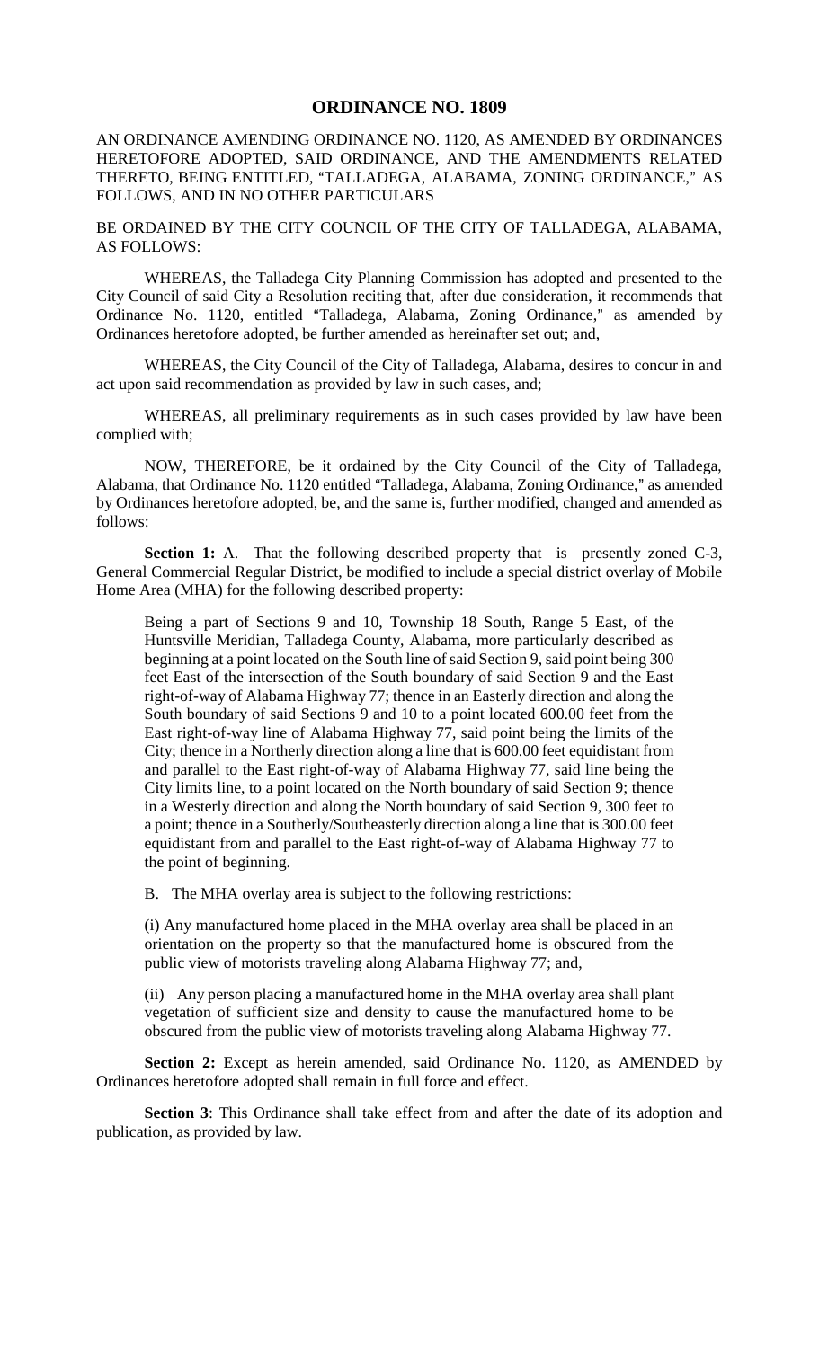# ORDINANCE NO. 1809

AN ORDINANCE AMENDING ORDINANCE NO. 1120, AS AMENDED BY ORDINANCES HERETOFORE ADOPTED, SAID ORDINANCE, AND THE AMENDMENTS RELATED THERETO, BEING ENTITLED, "TALLADEGA, ALABAMA, ZONING ORDINANCE," AS FOLLOWS, AND IN NO OTHER PARTICULARS

BE ORDAINED BY THE CITY COUNCIL OF THE CITY OF TALLADEGA, ALABAMA, AS FOLLOWS:

WHEREAS, the Talladega City Planning Commission has adopted and presented to the City Council of said City a Resolution reciting that, after due consideration, it recommends that Ordinance No. 1120, entitled "Talladega, Alabama, Zoning Ordinance," as amended by Ordinances heretofore adopted, be further amended as hereinafter set out; and,

WHEREAS, the City Council of the City of Talladega, Alabama, desires to concur in and act upon said recommendation as provided by law in such cases, and;

WHEREAS, all preliminary requirements as in such cases provided by law have been complied with;

NOW, THEREFORE, be it ordained by the City Council of the City of Talladega, Alabama, that Ordinance No. 1120 entitled "Talladega, Alabama, Zoning Ordinance," as amended by Ordinances heretofore adopted, be, and the same is, further modified, changed and amended as follows:

**Section 1:** A. That the following described property that is presently zoned C-3, General Commercial Regular District, be modified to include a special district overlay of Mobile Home Area (MHA) for the following described property:

> Being a part of Sections 9 and 10, Township 18 South, Range 5 East, of the Huntsville Meridian, Talladega County, Alabama, more particularly described as beginning at a point located on the South line of said Section 9, said point being 300 feet East of the intersection of the South boundary of said Section 9 and the East right-of-way of Alabama Highway 77; thence in an Easterly direction and along the South boundary of said Sections 9 and 10 to a point located 600.00 feet from the East right-of-way line of Alabama Highway 77, said point being the limits of the City; thence in a Northerly direction along a line that is 600.00 feet equidistant from and parallel to the East right-of-way of Alabama Highway 77, said line being the City limits line, to a point located on the North boundary of said Section 9; thence in a Westerly direction and along the North boundary of said Section 9, 300 feet to a point; thence in a Southerly/Southeasterly direction along a line that is 300.00 feet equidistant from and parallel to the East right-of-way of Alabama Highway 77 to the point of beginning.

B. The MHA overlay area is subject to the following restrictions:

(i) Any manufactured home placed in the MHA overlay area shall be placed in an orientation on the property so that the manufactured home is obscured from the public view of motorists traveling along Alabama Highway 77; and,

(ii) Any person placing a manufactured home in the MHA overlay area shall plant vegetation of sufficient size and density to cause the manufactured home to be obscured from the public view of motorists traveling along Alabama Highway 77.

**Section 2:** Except as herein amended, said Ordinance No. 1120, as AMENDED by Ordinances heretofore adopted shall remain in full force and effect.

**Section 3**: This Ordinance shall take effect from and after the date of its adoption and publication, as provided by law.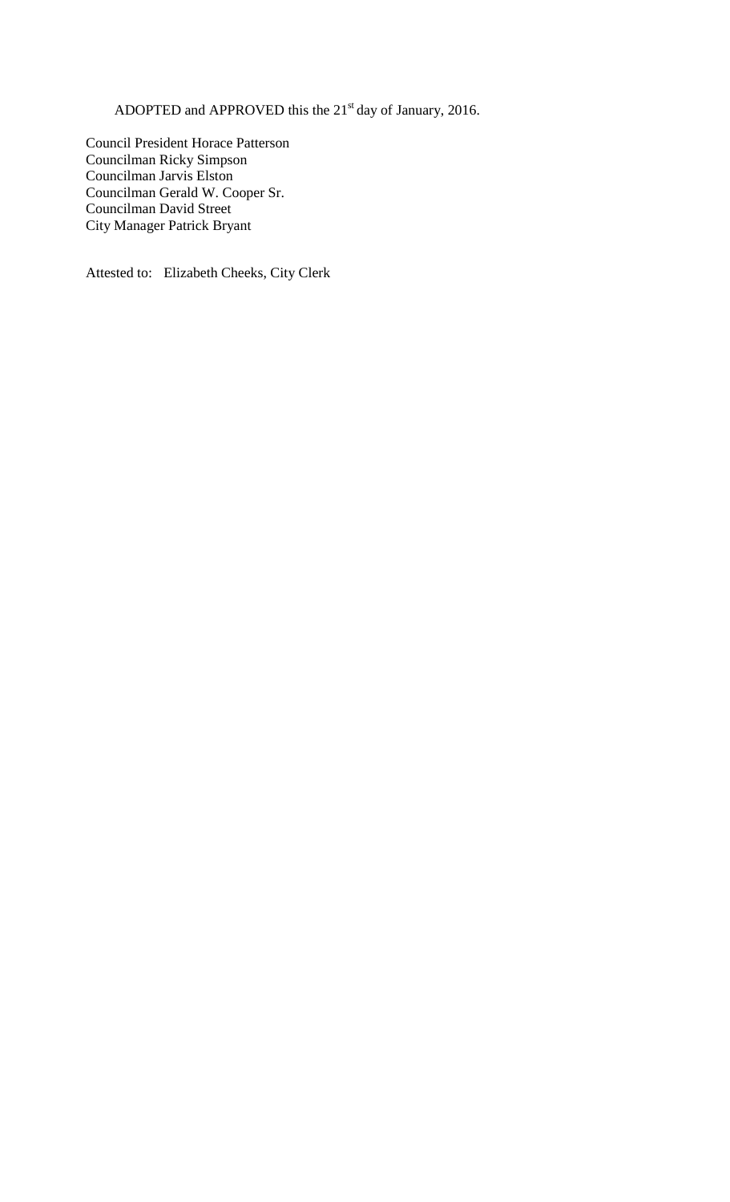ADOPTED and APPROVED this the 21st day of January, 2016.

Council President Horace Patterson
Councilman Ricky Simpson
Councilman Jarvis Elston
Councilman Gerald W. Cooper Sr.
Councilman David Street
City Manager Patrick Bryant

Attested to: Elizabeth Cheeks, City Clerk